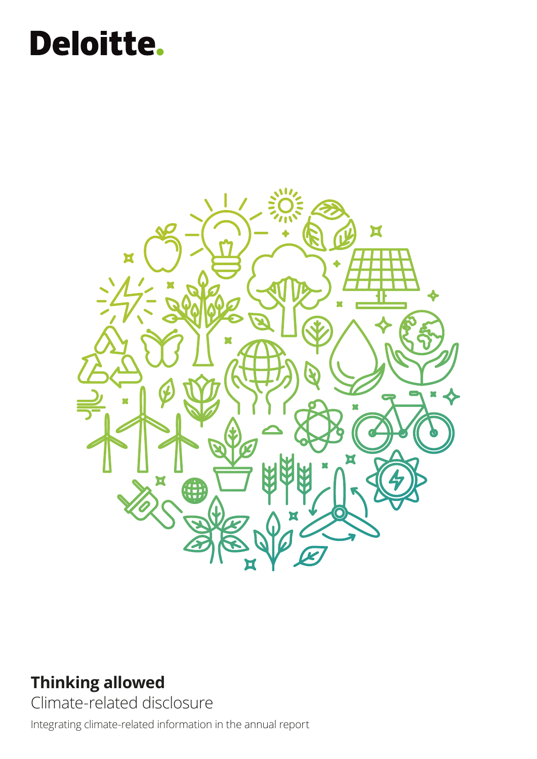Deloitte.

# Thinking allowed

## Climate-related disclosure

Integrating climate-related information in the annual report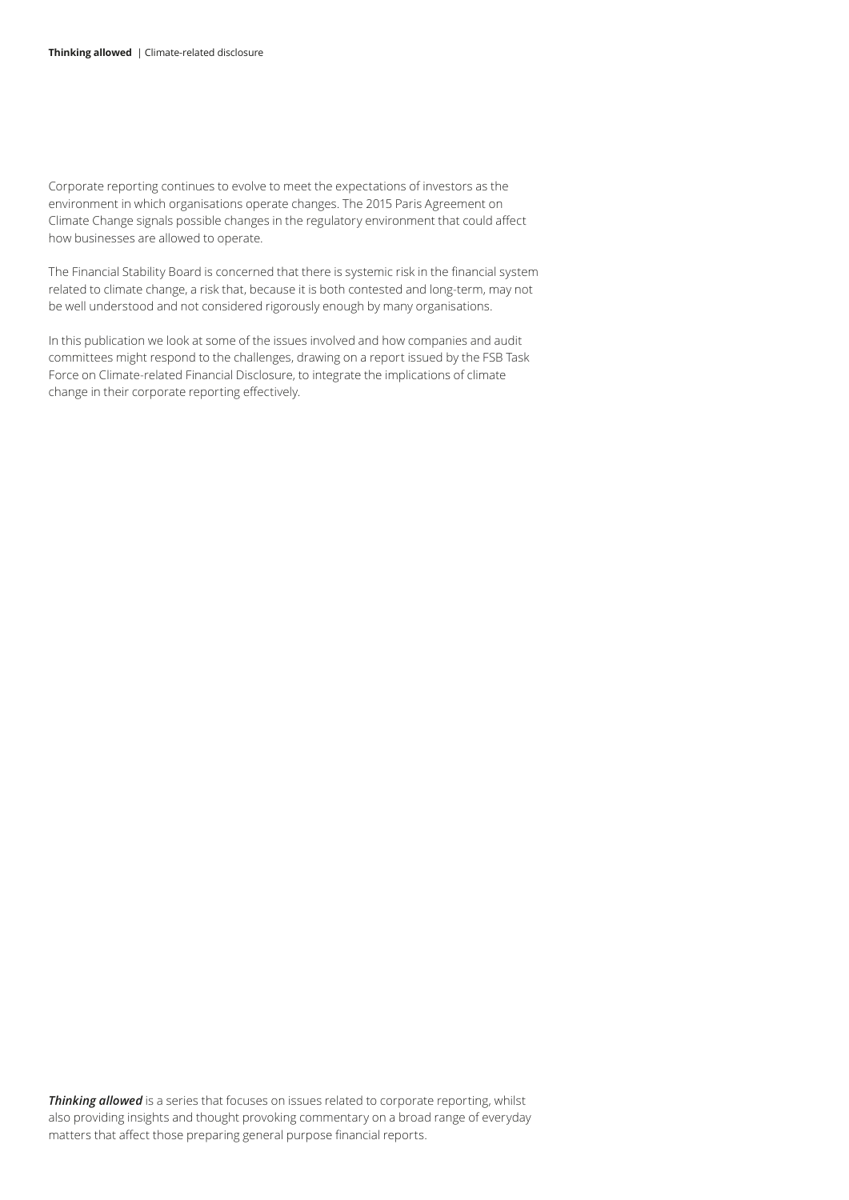Corporate reporting continues to evolve to meet the expectations of investors as the environment in which organisations operate changes. The 2015 Paris Agreement on Climate Change signals possible changes in the regulatory environment that could affect how businesses are allowed to operate.

The Financial Stability Board is concerned that there is systemic risk in the financial system related to climate change, a risk that, because it is both contested and long-term, may not be well understood and not considered rigorously enough by many organisations.

In this publication we look at some of the issues involved and how companies and audit committees might respond to the challenges, drawing on a report issued by the FSB Task Force on Climate-related Financial Disclosure, to integrate the implications of climate change in their corporate reporting effectively.

***Thinking allowed*** is a series that focuses on issues related to corporate reporting, whilst also providing insights and thought provoking commentary on a broad range of everyday matters that affect those preparing general purpose financial reports.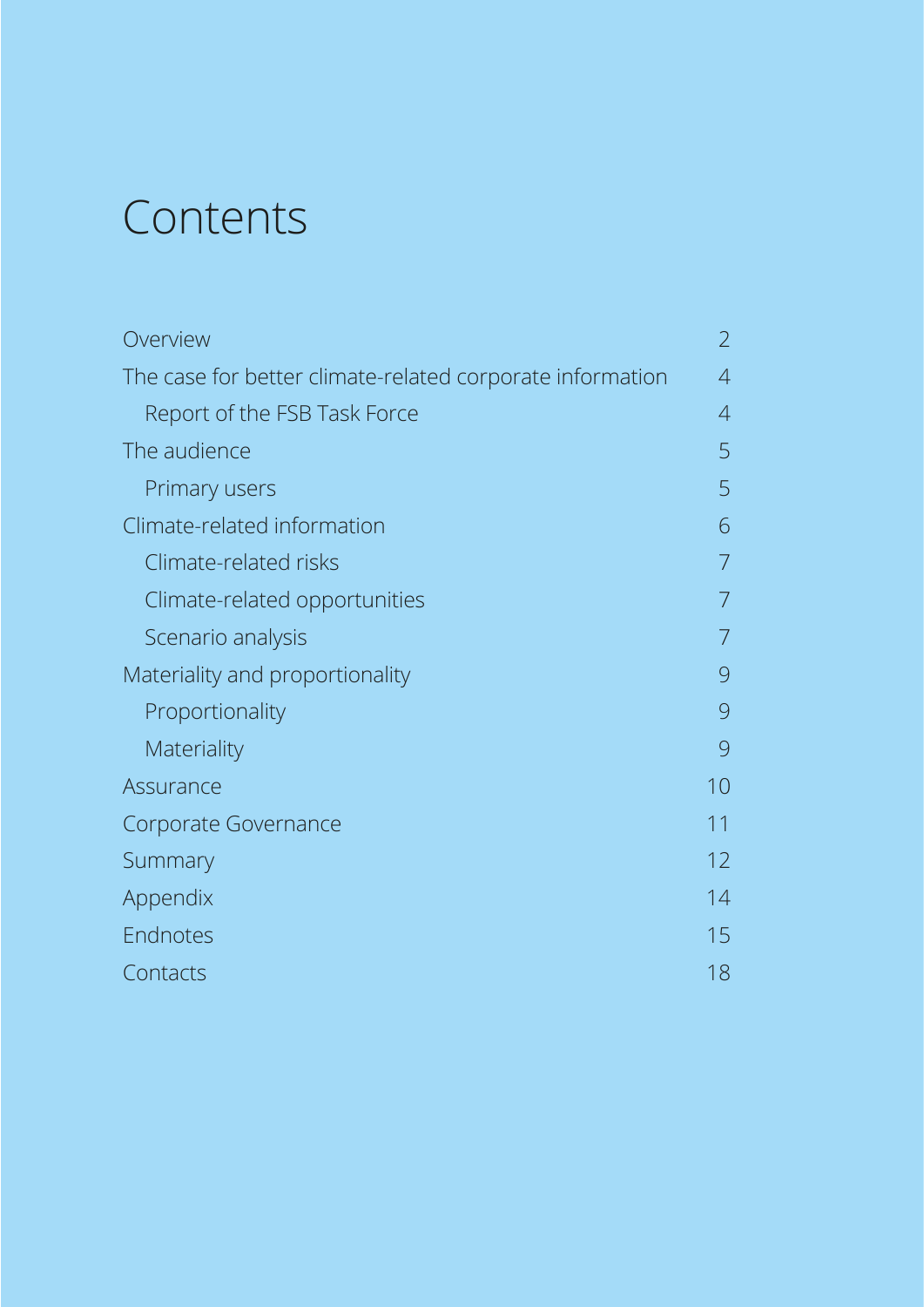# Contents

| | |
|---|---|
| Overview | 2 |
| The case for better climate-related corporate information | 4 |
| &nbsp;&nbsp;&nbsp;&nbsp;Report of the FSB Task Force | 4 |
| The audience | 5 |
| &nbsp;&nbsp;&nbsp;&nbsp;Primary users | 5 |
| Climate-related information | 6 |
| &nbsp;&nbsp;&nbsp;&nbsp;Climate-related risks | 7 |
| &nbsp;&nbsp;&nbsp;&nbsp;Climate-related opportunities | 7 |
| &nbsp;&nbsp;&nbsp;&nbsp;Scenario analysis | 7 |
| Materiality and proportionality | 9 |
| &nbsp;&nbsp;&nbsp;&nbsp;Proportionality | 9 |
| &nbsp;&nbsp;&nbsp;&nbsp;Materiality | 9 |
| Assurance | 10 |
| Corporate Governance | 11 |
| Summary | 12 |
| Appendix | 14 |
| Endnotes | 15 |
| Contacts | 18 |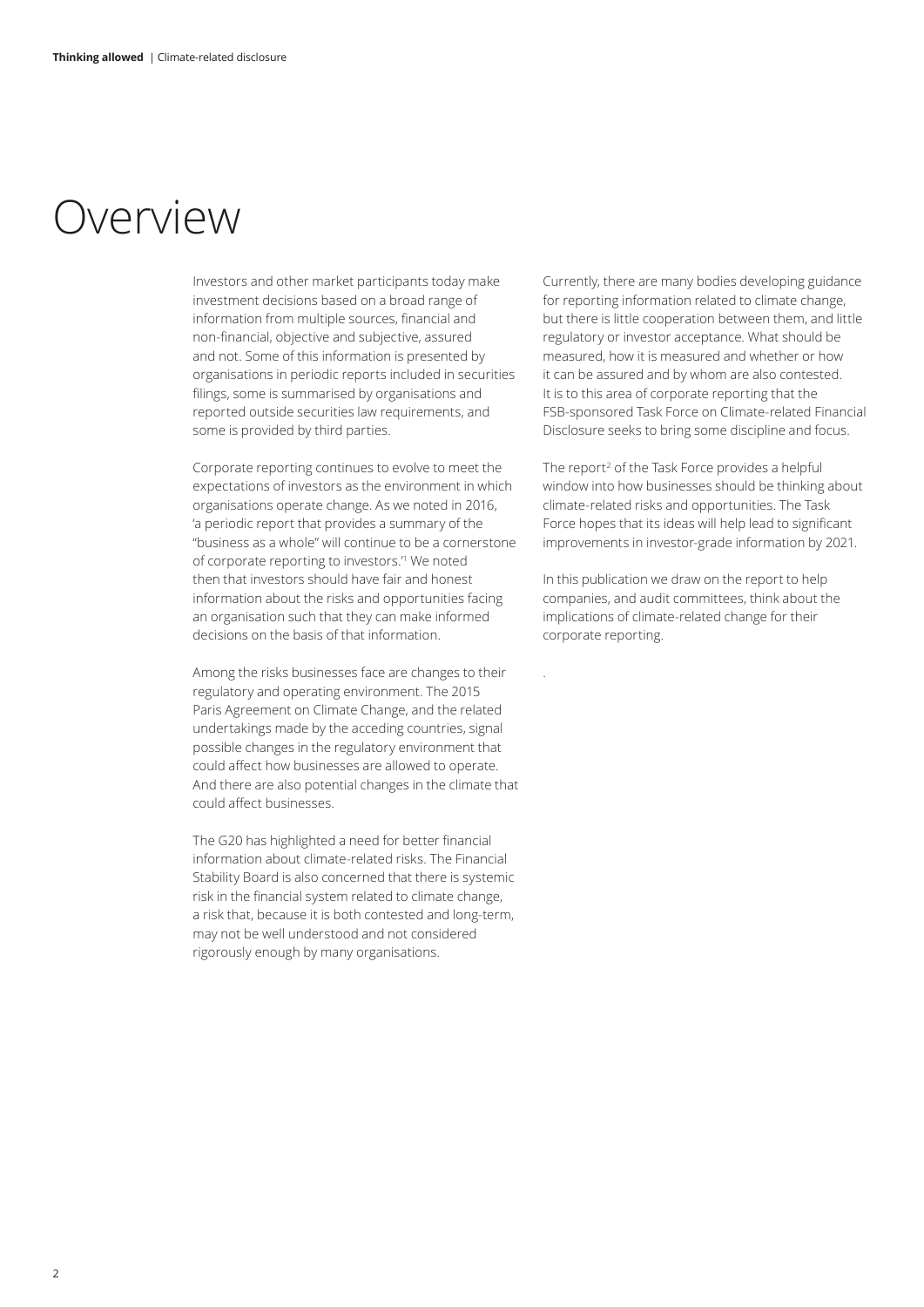# Overview

Investors and other market participants today make investment decisions based on a broad range of information from multiple sources, financial and non-financial, objective and subjective, assured and not. Some of this information is presented by organisations in periodic reports included in securities filings, some is summarised by organisations and reported outside securities law requirements, and some is provided by third parties.

Corporate reporting continues to evolve to meet the expectations of investors as the environment in which organisations operate change. As we noted in 2016, 'a periodic report that provides a summary of the "business as a whole" will continue to be a cornerstone of corporate reporting to investors.'[1] We noted then that investors should have fair and honest information about the risks and opportunities facing an organisation such that they can make informed decisions on the basis of that information.

Among the risks businesses face are changes to their regulatory and operating environment. The 2015 Paris Agreement on Climate Change, and the related undertakings made by the acceding countries, signal possible changes in the regulatory environment that could affect how businesses are allowed to operate. And there are also potential changes in the climate that could affect businesses.

The G20 has highlighted a need for better financial information about climate-related risks. The Financial Stability Board is also concerned that there is systemic risk in the financial system related to climate change, a risk that, because it is both contested and long-term, may not be well understood and not considered rigorously enough by many organisations.

Currently, there are many bodies developing guidance for reporting information related to climate change, but there is little cooperation between them, and little regulatory or investor acceptance. What should be measured, how it is measured and whether or how it can be assured and by whom are also contested. It is to this area of corporate reporting that the FSB-sponsored Task Force on Climate-related Financial Disclosure seeks to bring some discipline and focus.

The report[2] of the Task Force provides a helpful window into how businesses should be thinking about climate-related risks and opportunities. The Task Force hopes that its ideas will help lead to significant improvements in investor-grade information by 2021.

In this publication we draw on the report to help companies, and audit committees, think about the implications of climate-related change for their corporate reporting.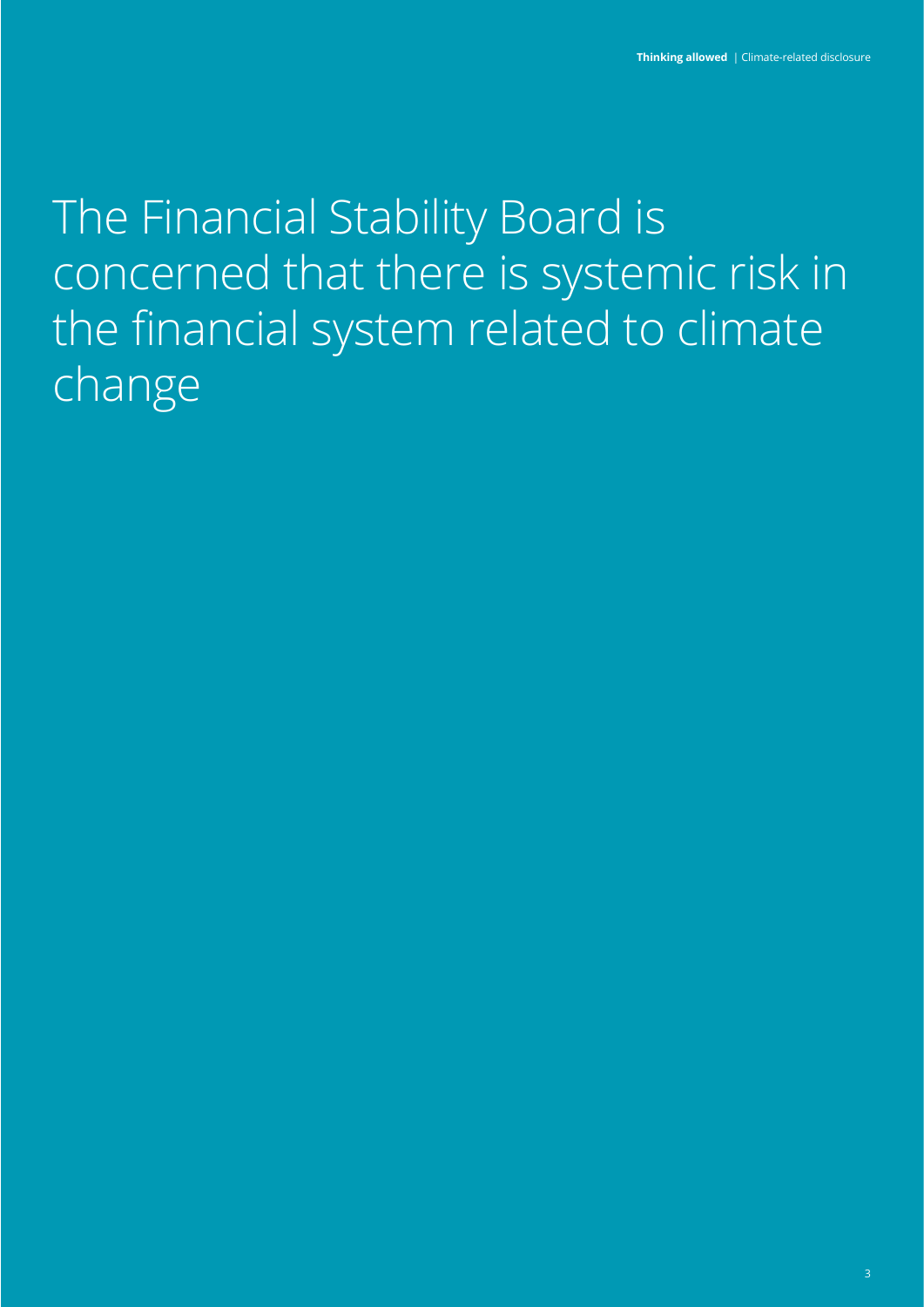# The Financial Stability Board is concerned that there is systemic risk in the financial system related to climate change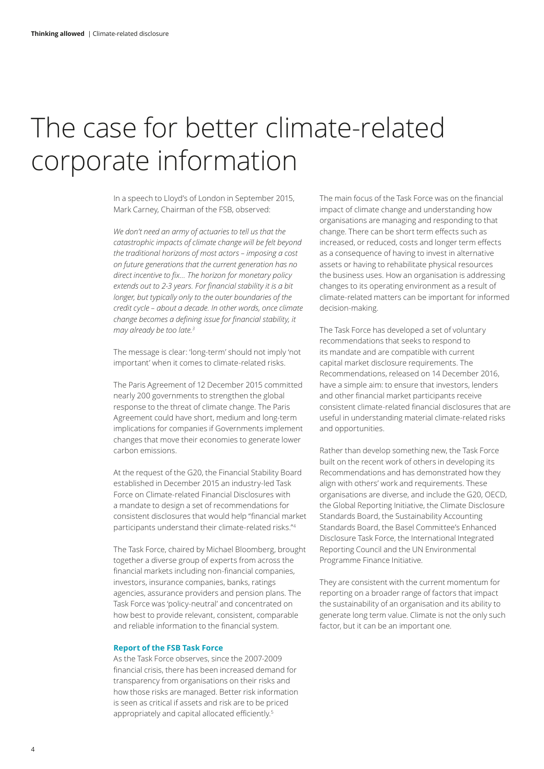# The case for better climate-related corporate information

In a speech to Lloyd's of London in September 2015, Mark Carney, Chairman of the FSB, observed:

*We don't need an army of actuaries to tell us that the catastrophic impacts of climate change will be felt beyond the traditional horizons of most actors – imposing a cost on future generations that the current generation has no direct incentive to fix... The horizon for monetary policy extends out to 2-3 years. For financial stability it is a bit longer, but typically only to the outer boundaries of the credit cycle – about a decade. In other words, once climate change becomes a defining issue for financial stability, it may already be too late.*[3]

The message is clear: 'long-term' should not imply 'not important' when it comes to climate-related risks.

The Paris Agreement of 12 December 2015 committed nearly 200 governments to strengthen the global response to the threat of climate change. The Paris Agreement could have short, medium and long-term implications for companies if Governments implement changes that move their economies to generate lower carbon emissions.

At the request of the G20, the Financial Stability Board established in December 2015 an industry-led Task Force on Climate-related Financial Disclosures with a mandate to design a set of recommendations for consistent disclosures that would help "financial market participants understand their climate-related risks."[4]

The Task Force, chaired by Michael Bloomberg, brought together a diverse group of experts from across the financial markets including non-financial companies, investors, insurance companies, banks, ratings agencies, assurance providers and pension plans. The Task Force was 'policy-neutral' and concentrated on how best to provide relevant, consistent, comparable and reliable information to the financial system.

### Report of the FSB Task Force

As the Task Force observes, since the 2007-2009 financial crisis, there has been increased demand for transparency from organisations on their risks and how those risks are managed. Better risk information is seen as critical if assets and risk are to be priced appropriately and capital allocated efficiently.[5]

The main focus of the Task Force was on the financial impact of climate change and understanding how organisations are managing and responding to that change. There can be short term effects such as increased, or reduced, costs and longer term effects as a consequence of having to invest in alternative assets or having to rehabilitate physical resources the business uses. How an organisation is addressing changes to its operating environment as a result of climate-related matters can be important for informed decision-making.

The Task Force has developed a set of voluntary recommendations that seeks to respond to its mandate and are compatible with current capital market disclosure requirements. The Recommendations, released on 14 December 2016, have a simple aim: to ensure that investors, lenders and other financial market participants receive consistent climate-related financial disclosures that are useful in understanding material climate-related risks and opportunities.

Rather than develop something new, the Task Force built on the recent work of others in developing its Recommendations and has demonstrated how they align with others' work and requirements. These organisations are diverse, and include the G20, OECD, the Global Reporting Initiative, the Climate Disclosure Standards Board, the Sustainability Accounting Standards Board, the Basel Committee's Enhanced Disclosure Task Force, the International Integrated Reporting Council and the UN Environmental Programme Finance Initiative.

They are consistent with the current momentum for reporting on a broader range of factors that impact the sustainability of an organisation and its ability to generate long term value. Climate is not the only such factor, but it can be an important one.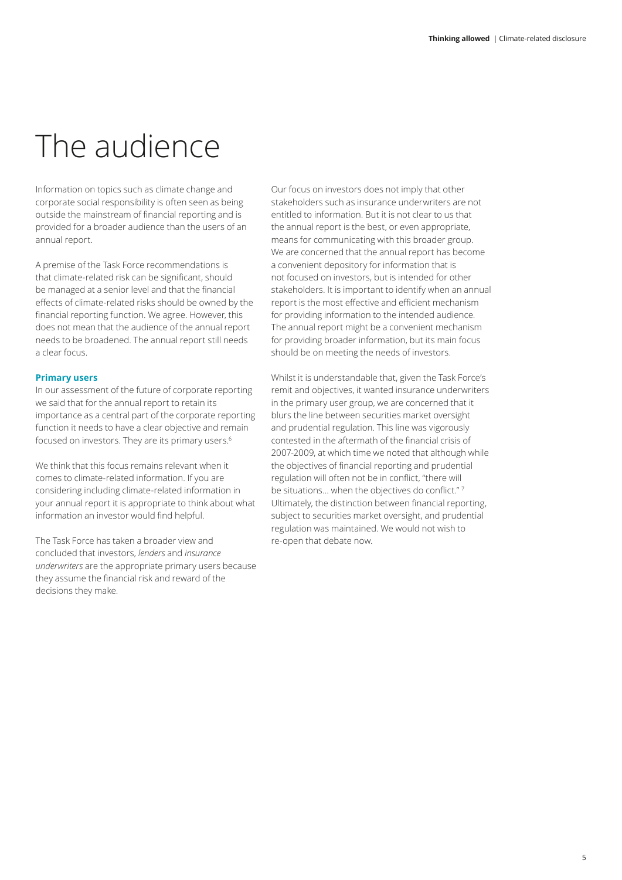# The audience

Information on topics such as climate change and corporate social responsibility is often seen as being outside the mainstream of financial reporting and is provided for a broader audience than the users of an annual report.

A premise of the Task Force recommendations is that climate-related risk can be significant, should be managed at a senior level and that the financial effects of climate-related risks should be owned by the financial reporting function. We agree. However, this does not mean that the audience of the annual report needs to be broadened. The annual report still needs a clear focus.

### Primary users

In our assessment of the future of corporate reporting we said that for the annual report to retain its importance as a central part of the corporate reporting function it needs to have a clear objective and remain focused on investors. They are its primary users.[6]

We think that this focus remains relevant when it comes to climate-related information. If you are considering including climate-related information in your annual report it is appropriate to think about what information an investor would find helpful.

The Task Force has taken a broader view and concluded that investors, *lenders* and *insurance underwriters* are the appropriate primary users because they assume the financial risk and reward of the decisions they make.

Our focus on investors does not imply that other stakeholders such as insurance underwriters are not entitled to information. But it is not clear to us that the annual report is the best, or even appropriate, means for communicating with this broader group. We are concerned that the annual report has become a convenient depository for information that is not focused on investors, but is intended for other stakeholders. It is important to identify when an annual report is the most effective and efficient mechanism for providing information to the intended audience. The annual report might be a convenient mechanism for providing broader information, but its main focus should be on meeting the needs of investors.

Whilst it is understandable that, given the Task Force's remit and objectives, it wanted insurance underwriters in the primary user group, we are concerned that it blurs the line between securities market oversight and prudential regulation. This line was vigorously contested in the aftermath of the financial crisis of 2007-2009, at which time we noted that although while the objectives of financial reporting and prudential regulation will often not be in conflict, "there will be situations… when the objectives do conflict." [7] Ultimately, the distinction between financial reporting, subject to securities market oversight, and prudential regulation was maintained. We would not wish to re-open that debate now.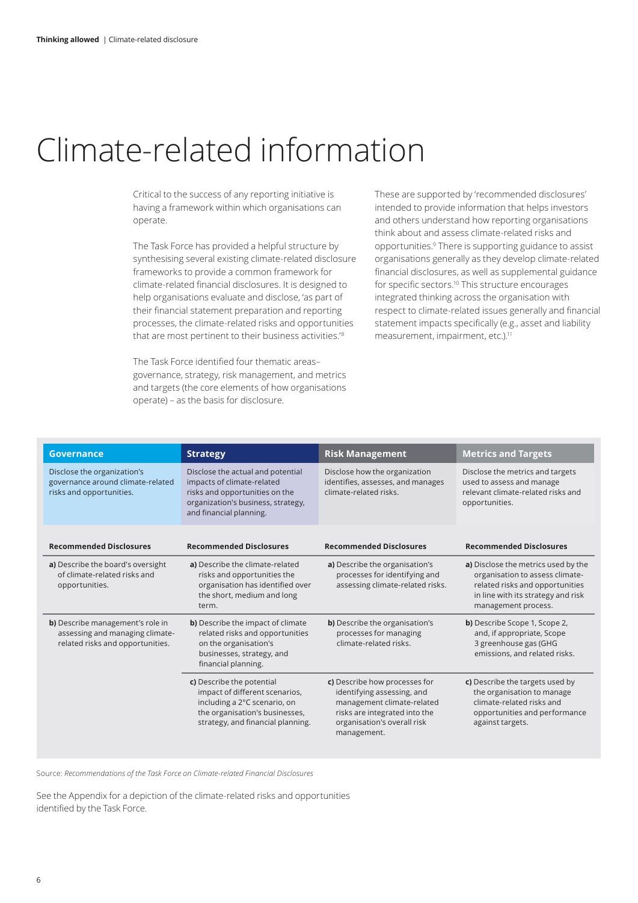# Climate-related information

Critical to the success of any reporting initiative is having a framework within which organisations can operate.

The Task Force has provided a helpful structure by synthesising several existing climate-related disclosure frameworks to provide a common framework for climate-related financial disclosures. It is designed to help organisations evaluate and disclose, 'as part of their financial statement preparation and reporting processes, the climate-related risks and opportunities that are most pertinent to their business activities.'[8]

The Task Force identified four thematic areas– governance, strategy, risk management, and metrics and targets (the core elements of how organisations operate) – as the basis for disclosure.

These are supported by 'recommended disclosures' intended to provide information that helps investors and others understand how reporting organisations think about and assess climate-related risks and opportunities.[9] There is supporting guidance to assist organisations generally as they develop climate-related financial disclosures, as well as supplemental guidance for specific sectors.[10] This structure encourages integrated thinking across the organisation with respect to climate-related issues generally and financial statement impacts specifically (e.g., asset and liability measurement, impairment, etc.).[11]

| Governance | Strategy | Risk Management | Metrics and Targets |
|---|---|---|---|
| Disclose the organization's governance around climate-related risks and opportunities. | Disclose the actual and potential impacts of climate-related risks and opportunities on the organization's business, strategy, and financial planning. | Disclose how the organization identifies, assesses, and manages climate-related risks. | Disclose the metrics and targets used to assess and manage relevant climate-related risks and opportunities. |
| **Recommended Disclosures** | **Recommended Disclosures** | **Recommended Disclosures** | **Recommended Disclosures** |
| **a)** Describe the board's oversight of climate-related risks and opportunities. | **a)** Describe the climate-related risks and opportunities the organisation has identified over the short, medium and long term. | **a)** Describe the organisation's processes for identifying and assessing climate-related risks. | **a)** Disclose the metrics used by the organisation to assess climate-related risks and opportunities in line with its strategy and risk management process. |
| **b)** Describe management's role in assessing and managing climate-related risks and opportunities. | **b)** Describe the impact of climate related risks and opportunities on the organisation's businesses, strategy, and financial planning. | **b)** Describe the organisation's processes for managing climate-related risks. | **b)** Describe Scope 1, Scope 2, and, if appropriate, Scope 3 greenhouse gas (GHG emissions, and related risks. |
| | **c)** Describe the potential impact of different scenarios, including a 2°C scenario, on the organisation's businesses, strategy, and financial planning. | **c)** Describe how processes for identifying assessing, and management climate-related risks are integrated into the organisation's overall risk management. | **c)** Describe the targets used by the organisation to manage climate-related risks and opportunities and performance against targets. |

Source: *Recommendations of the Task Force on Climate-related Financial Disclosures*

See the Appendix for a depiction of the climate-related risks and opportunities identified by the Task Force.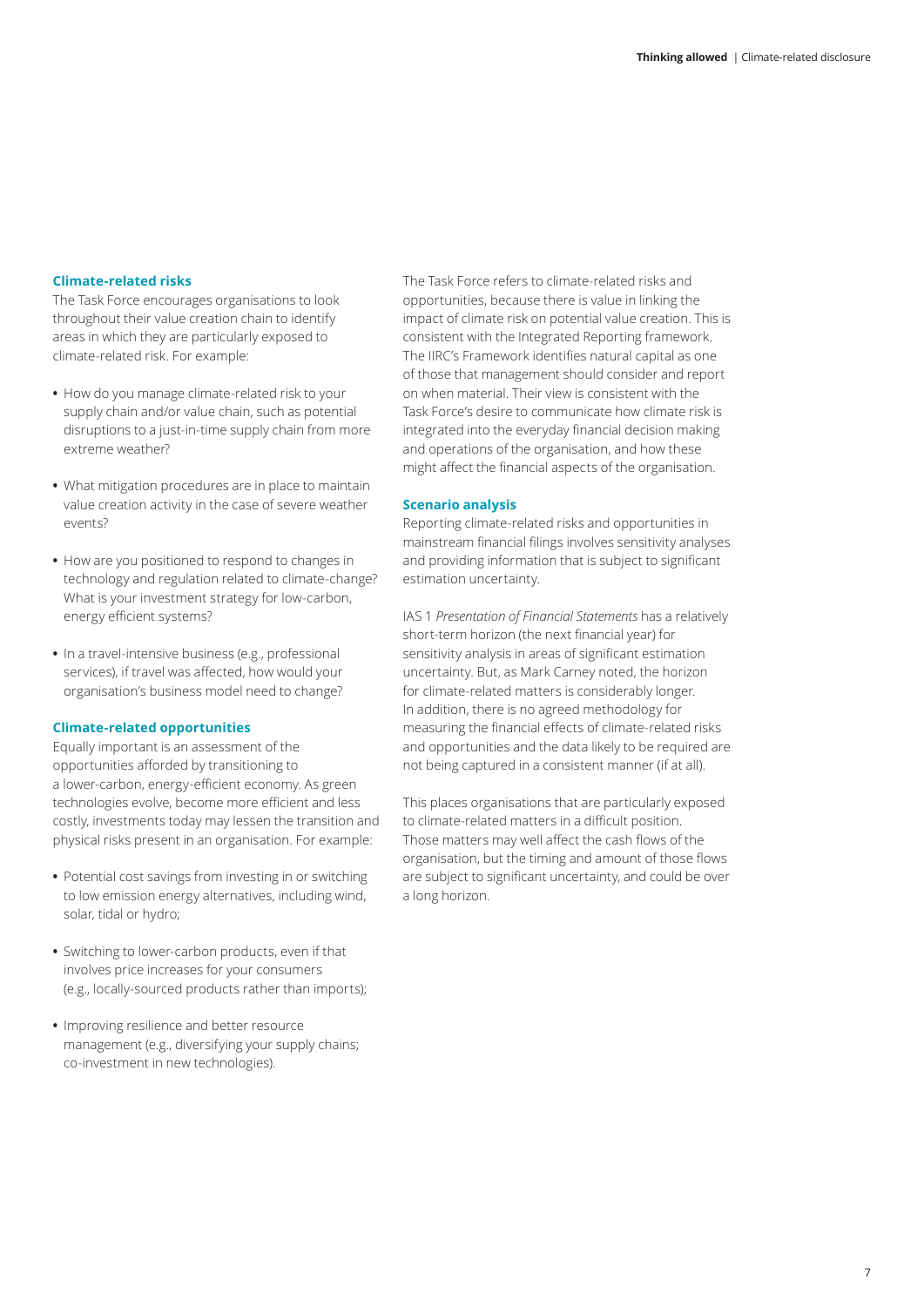### Climate-related risks

The Task Force encourages organisations to look throughout their value creation chain to identify areas in which they are particularly exposed to climate-related risk. For example:

- How do you manage climate-related risk to your supply chain and/or value chain, such as potential disruptions to a just-in-time supply chain from more extreme weather?
- What mitigation procedures are in place to maintain value creation activity in the case of severe weather events?
- How are you positioned to respond to changes in technology and regulation related to climate-change? What is your investment strategy for low-carbon, energy efficient systems?
- In a travel-intensive business (e.g., professional services), if travel was affected, how would your organisation's business model need to change?

### Climate-related opportunities

Equally important is an assessment of the opportunities afforded by transitioning to a lower-carbon, energy-efficient economy. As green technologies evolve, become more efficient and less costly, investments today may lessen the transition and physical risks present in an organisation. For example:

- Potential cost savings from investing in or switching to low emission energy alternatives, including wind, solar, tidal or hydro;
- Switching to lower-carbon products, even if that involves price increases for your consumers (e.g., locally-sourced products rather than imports);
- Improving resilience and better resource management (e.g., diversifying your supply chains; co-investment in new technologies).

The Task Force refers to climate-related risks and opportunities, because there is value in linking the impact of climate risk on potential value creation. This is consistent with the Integrated Reporting framework. The IIRC's Framework identifies natural capital as one of those that management should consider and report on when material. Their view is consistent with the Task Force's desire to communicate how climate risk is integrated into the everyday financial decision making and operations of the organisation, and how these might affect the financial aspects of the organisation.

### Scenario analysis

Reporting climate-related risks and opportunities in mainstream financial filings involves sensitivity analyses and providing information that is subject to significant estimation uncertainty.

IAS 1 *Presentation of Financial Statements* has a relatively short-term horizon (the next financial year) for sensitivity analysis in areas of significant estimation uncertainty. But, as Mark Carney noted, the horizon for climate-related matters is considerably longer. In addition, there is no agreed methodology for measuring the financial effects of climate-related risks and opportunities and the data likely to be required are not being captured in a consistent manner (if at all).

This places organisations that are particularly exposed to climate-related matters in a difficult position. Those matters may well affect the cash flows of the organisation, but the timing and amount of those flows are subject to significant uncertainty, and could be over a long horizon.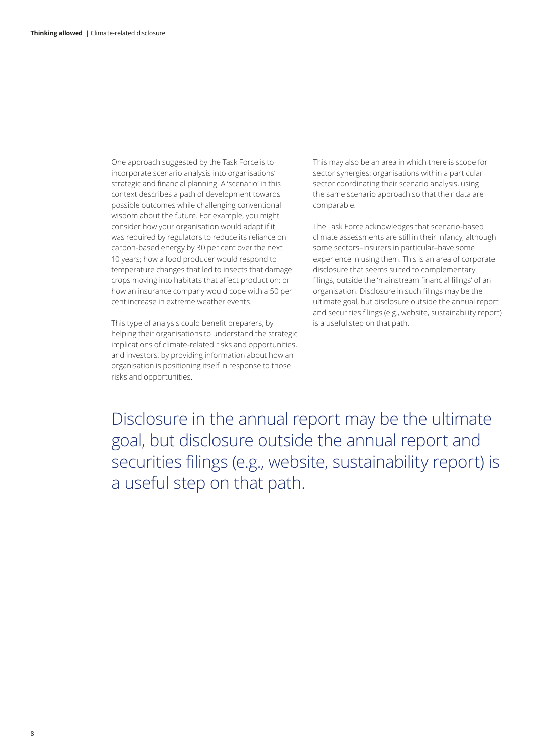One approach suggested by the Task Force is to incorporate scenario analysis into organisations' strategic and financial planning. A 'scenario' in this context describes a path of development towards possible outcomes while challenging conventional wisdom about the future. For example, you might consider how your organisation would adapt if it was required by regulators to reduce its reliance on carbon-based energy by 30 per cent over the next 10 years; how a food producer would respond to temperature changes that led to insects that damage crops moving into habitats that affect production; or how an insurance company would cope with a 50 per cent increase in extreme weather events.

This type of analysis could benefit preparers, by helping their organisations to understand the strategic implications of climate-related risks and opportunities, and investors, by providing information about how an organisation is positioning itself in response to those risks and opportunities.

This may also be an area in which there is scope for sector synergies: organisations within a particular sector coordinating their scenario analysis, using the same scenario approach so that their data are comparable.

The Task Force acknowledges that scenario-based climate assessments are still in their infancy, although some sectors–insurers in particular–have some experience in using them. This is an area of corporate disclosure that seems suited to complementary filings, outside the 'mainstream financial filings' of an organisation. Disclosure in such filings may be the ultimate goal, but disclosure outside the annual report and securities filings (e.g., website, sustainability report) is a useful step on that path.

> Disclosure in the annual report may be the ultimate goal, but disclosure outside the annual report and securities filings (e.g., website, sustainability report) is a useful step on that path.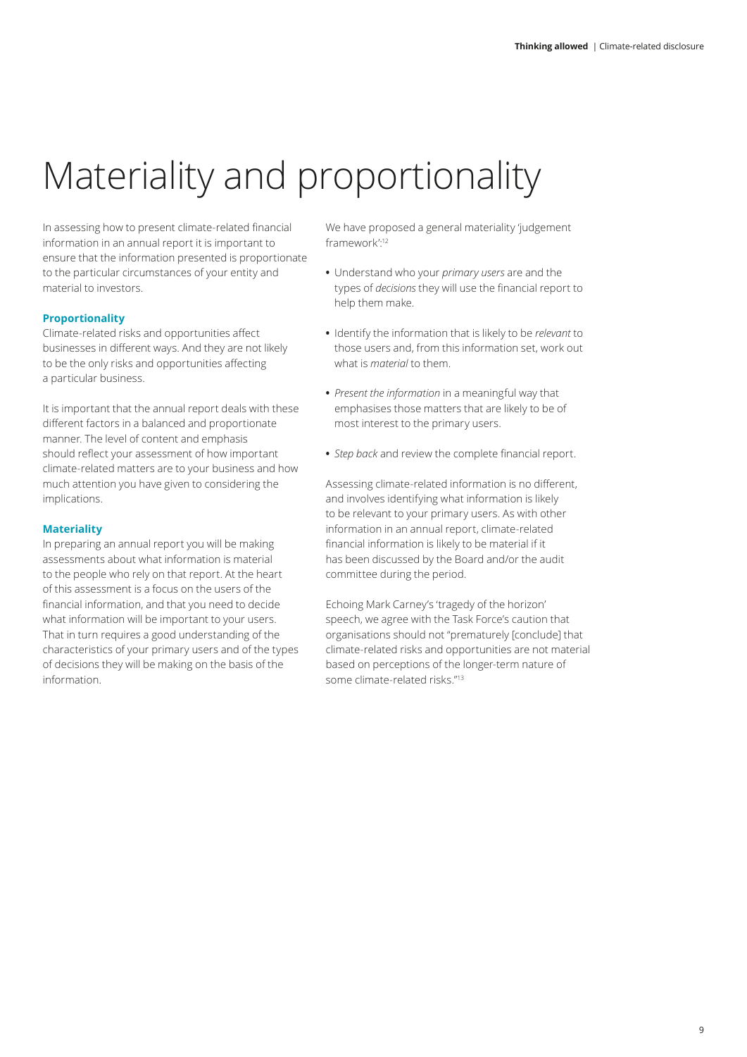# Materiality and proportionality

In assessing how to present climate-related financial information in an annual report it is important to ensure that the information presented is proportionate to the particular circumstances of your entity and material to investors.

### Proportionality

Climate-related risks and opportunities affect businesses in different ways. And they are not likely to be the only risks and opportunities affecting a particular business.

It is important that the annual report deals with these different factors in a balanced and proportionate manner. The level of content and emphasis should reflect your assessment of how important climate-related matters are to your business and how much attention you have given to considering the implications.

### Materiality

In preparing an annual report you will be making assessments about what information is material to the people who rely on that report. At the heart of this assessment is a focus on the users of the financial information, and that you need to decide what information will be important to your users. That in turn requires a good understanding of the characteristics of your primary users and of the types of decisions they will be making on the basis of the information.

We have proposed a general materiality 'judgement framework':[12]

- Understand who your *primary users* are and the types of *decisions* they will use the financial report to help them make.
- Identify the information that is likely to be *relevant* to those users and, from this information set, work out what is *material* to them.
- *Present the information* in a meaningful way that emphasises those matters that are likely to be of most interest to the primary users.
- *Step back* and review the complete financial report.

Assessing climate-related information is no different, and involves identifying what information is likely to be relevant to your primary users. As with other information in an annual report, climate-related financial information is likely to be material if it has been discussed by the Board and/or the audit committee during the period.

Echoing Mark Carney's 'tragedy of the horizon' speech, we agree with the Task Force's caution that organisations should not "prematurely [conclude] that climate-related risks and opportunities are not material based on perceptions of the longer-term nature of some climate-related risks."[13]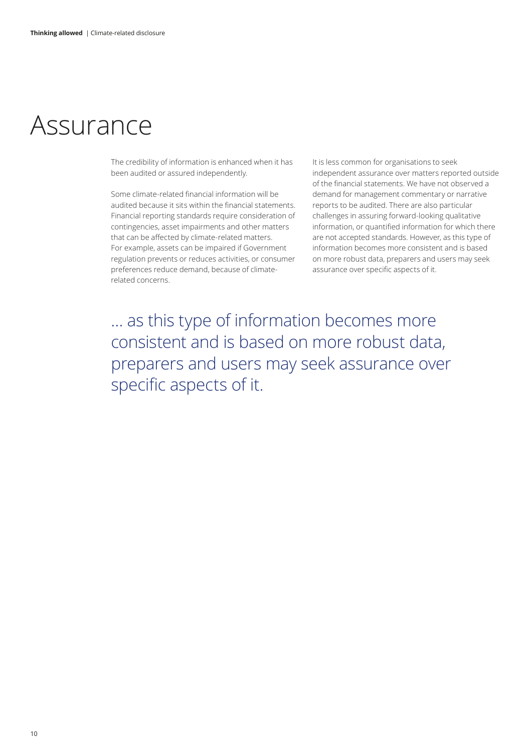# Assurance

The credibility of information is enhanced when it has been audited or assured independently.

Some climate-related financial information will be audited because it sits within the financial statements. Financial reporting standards require consideration of contingencies, asset impairments and other matters that can be affected by climate-related matters. For example, assets can be impaired if Government regulation prevents or reduces activities, or consumer preferences reduce demand, because of climate-related concerns.

It is less common for organisations to seek independent assurance over matters reported outside of the financial statements. We have not observed a demand for management commentary or narrative reports to be audited. There are also particular challenges in assuring forward-looking qualitative information, or quantified information for which there are not accepted standards. However, as this type of information becomes more consistent and is based on more robust data, preparers and users may seek assurance over specific aspects of it.

> ... as this type of information becomes more consistent and is based on more robust data, preparers and users may seek assurance over specific aspects of it.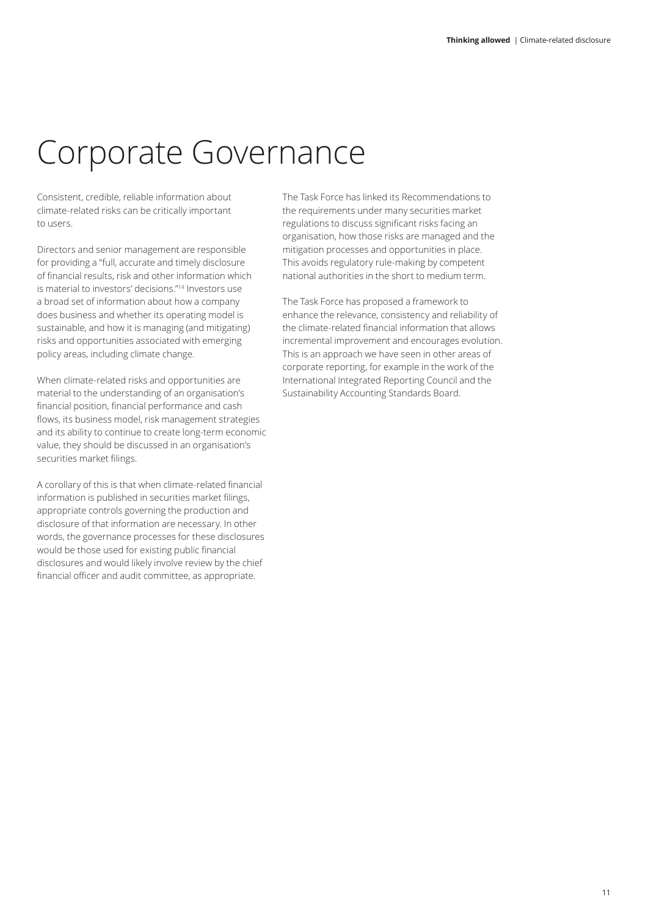# Corporate Governance

Consistent, credible, reliable information about climate-related risks can be critically important to users.

Directors and senior management are responsible for providing a "full, accurate and timely disclosure of financial results, risk and other information which is material to investors' decisions."[14] Investors use a broad set of information about how a company does business and whether its operating model is sustainable, and how it is managing (and mitigating) risks and opportunities associated with emerging policy areas, including climate change.

When climate-related risks and opportunities are material to the understanding of an organisation's financial position, financial performance and cash flows, its business model, risk management strategies and its ability to continue to create long-term economic value, they should be discussed in an organisation's securities market filings.

A corollary of this is that when climate-related financial information is published in securities market filings, appropriate controls governing the production and disclosure of that information are necessary. In other words, the governance processes for these disclosures would be those used for existing public financial disclosures and would likely involve review by the chief financial officer and audit committee, as appropriate.

The Task Force has linked its Recommendations to the requirements under many securities market regulations to discuss significant risks facing an organisation, how those risks are managed and the mitigation processes and opportunities in place. This avoids regulatory rule-making by competent national authorities in the short to medium term.

The Task Force has proposed a framework to enhance the relevance, consistency and reliability of the climate-related financial information that allows incremental improvement and encourages evolution. This is an approach we have seen in other areas of corporate reporting, for example in the work of the International Integrated Reporting Council and the Sustainability Accounting Standards Board.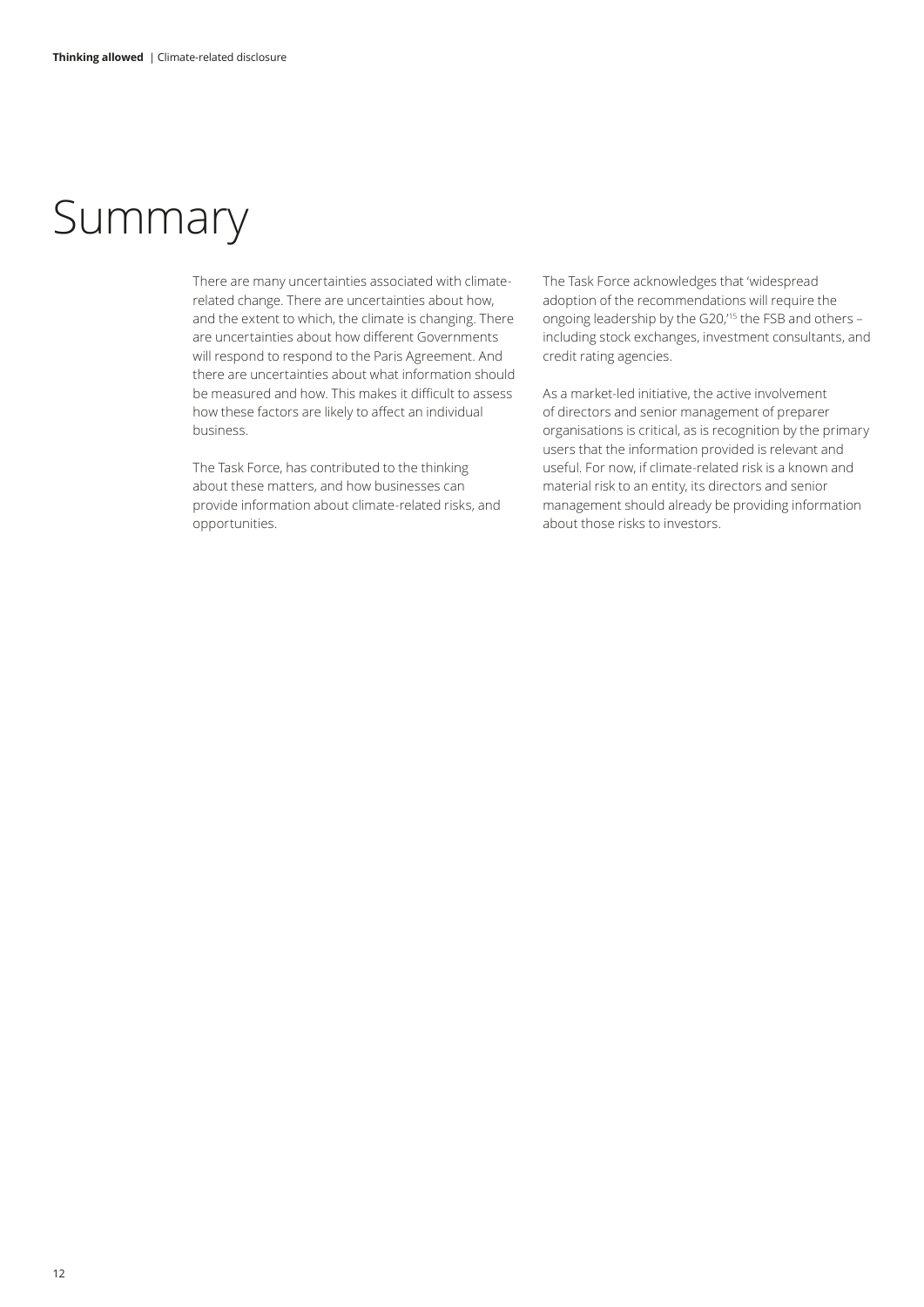# Summary

There are many uncertainties associated with climate-related change. There are uncertainties about how, and the extent to which, the climate is changing. There are uncertainties about how different Governments will respond to respond to the Paris Agreement. And there are uncertainties about what information should be measured and how. This makes it difficult to assess how these factors are likely to affect an individual business.

The Task Force, has contributed to the thinking about these matters, and how businesses can provide information about climate-related risks, and opportunities.

The Task Force acknowledges that 'widespread adoption of the recommendations will require the ongoing leadership by the G20,'[15] the FSB and others – including stock exchanges, investment consultants, and credit rating agencies.

As a market-led initiative, the active involvement of directors and senior management of preparer organisations is critical, as is recognition by the primary users that the information provided is relevant and useful. For now, if climate-related risk is a known and material risk to an entity, its directors and senior management should already be providing information about those risks to investors.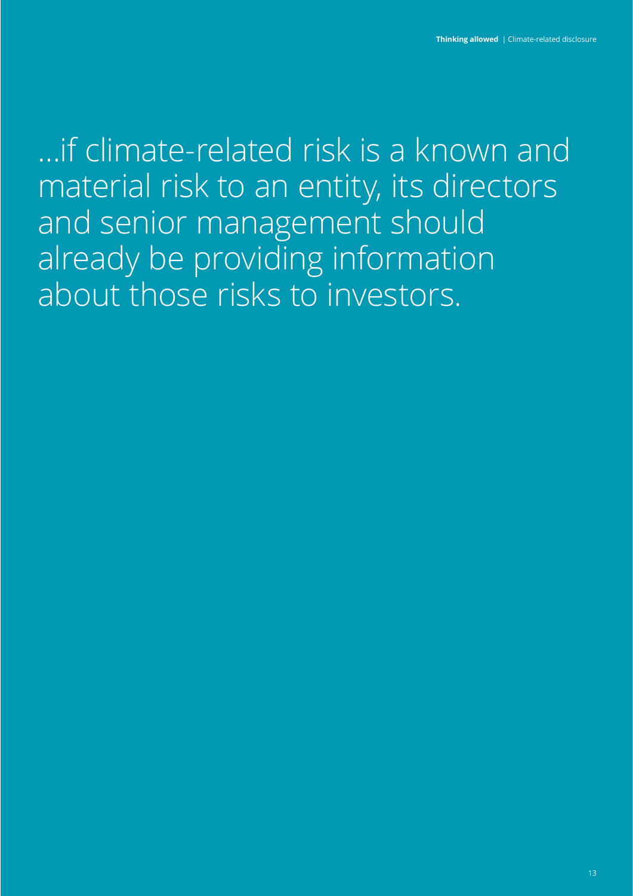…if climate-related risk is a known and material risk to an entity, its directors and senior management should already be providing information about those risks to investors.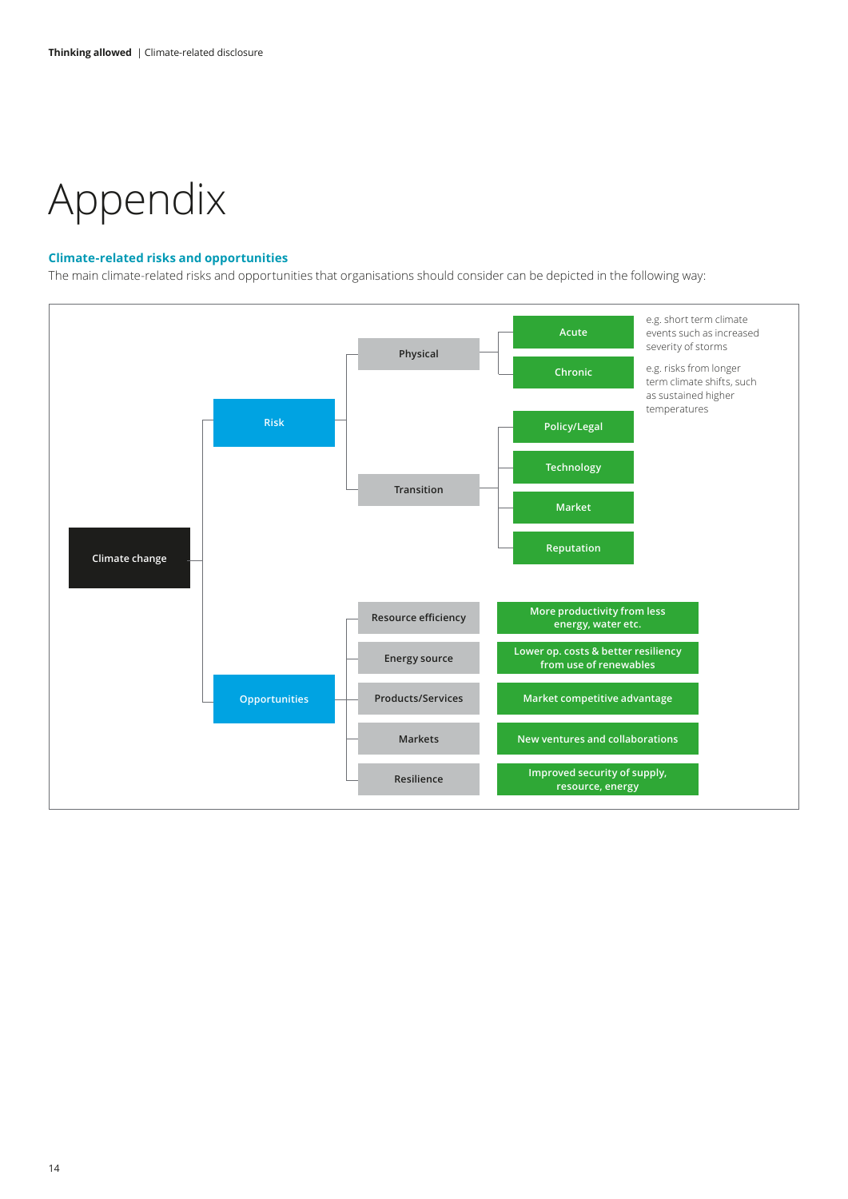# Appendix

## Climate-related risks and opportunities

The main climate-related risks and opportunities that organisations should consider can be depicted in the following way:

- Climate change
  - Risk
    - Physical
      - Acute — e.g. short term climate events such as increased severity of storms
      - Chronic — e.g. risks from longer term climate shifts, such as sustained higher temperatures
    - Transition
      - Policy/Legal
      - Technology
      - Market
      - Reputation
  - Opportunities
    - Resource efficiency — More productivity from less energy, water etc.
    - Energy source — Lower op. costs & better resiliency from use of renewables
    - Products/Services — Market competitive advantage
    - Markets — New ventures and collaborations
    - Resilience — Improved security of supply, resource, energy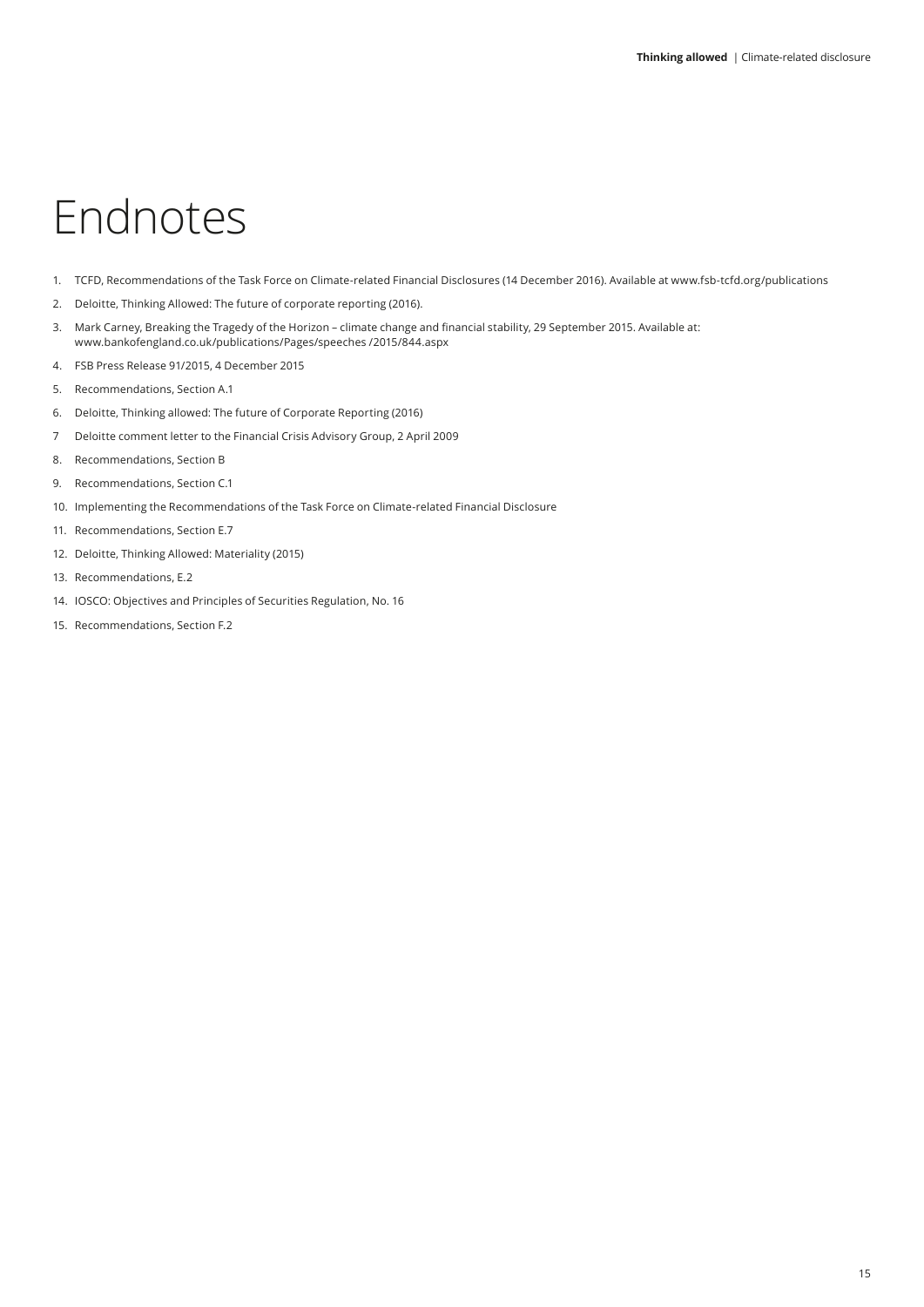# Endnotes

1. TCFD, Recommendations of the Task Force on Climate-related Financial Disclosures (14 December 2016). Available at www.fsb-tcfd.org/publications
2. Deloitte, Thinking Allowed: The future of corporate reporting (2016).
3. Mark Carney, Breaking the Tragedy of the Horizon – climate change and financial stability, 29 September 2015. Available at: www.bankofengland.co.uk/publications/Pages/speeches /2015/844.aspx
4. FSB Press Release 91/2015, 4 December 2015
5. Recommendations, Section A.1
6. Deloitte, Thinking allowed: The future of Corporate Reporting (2016)
7. Deloitte comment letter to the Financial Crisis Advisory Group, 2 April 2009
8. Recommendations, Section B
9. Recommendations, Section C.1
10. Implementing the Recommendations of the Task Force on Climate-related Financial Disclosure
11. Recommendations, Section E.7
12. Deloitte, Thinking Allowed: Materiality (2015)
13. Recommendations, E.2
14. IOSCO: Objectives and Principles of Securities Regulation, No. 16
15. Recommendations, Section F.2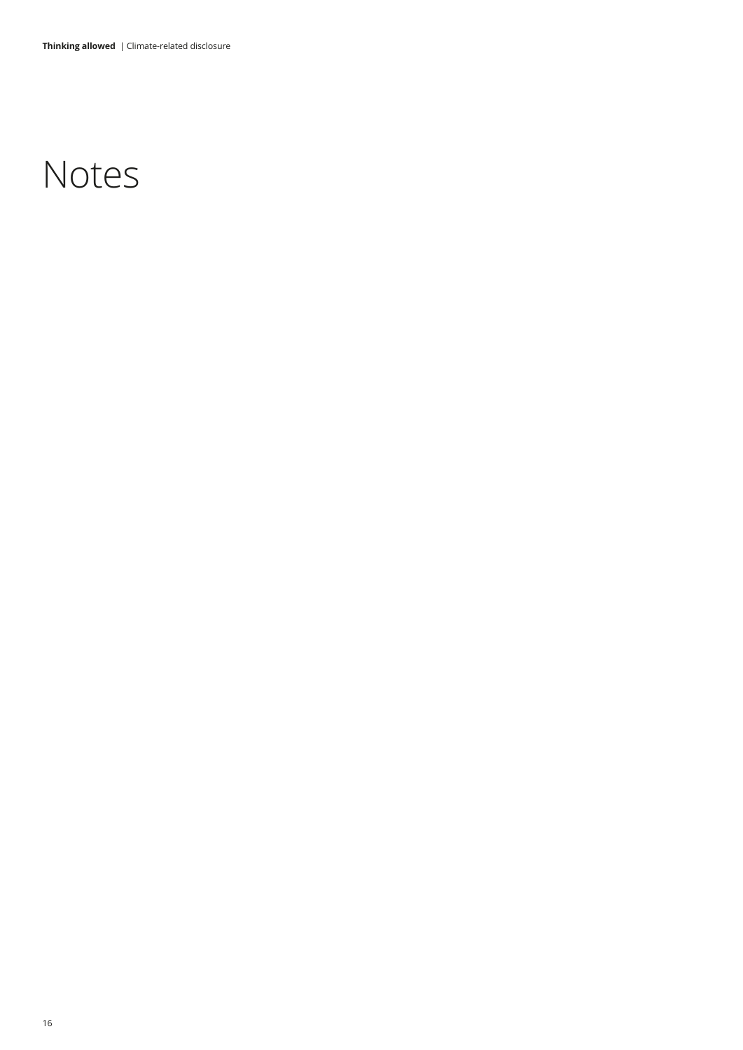# Notes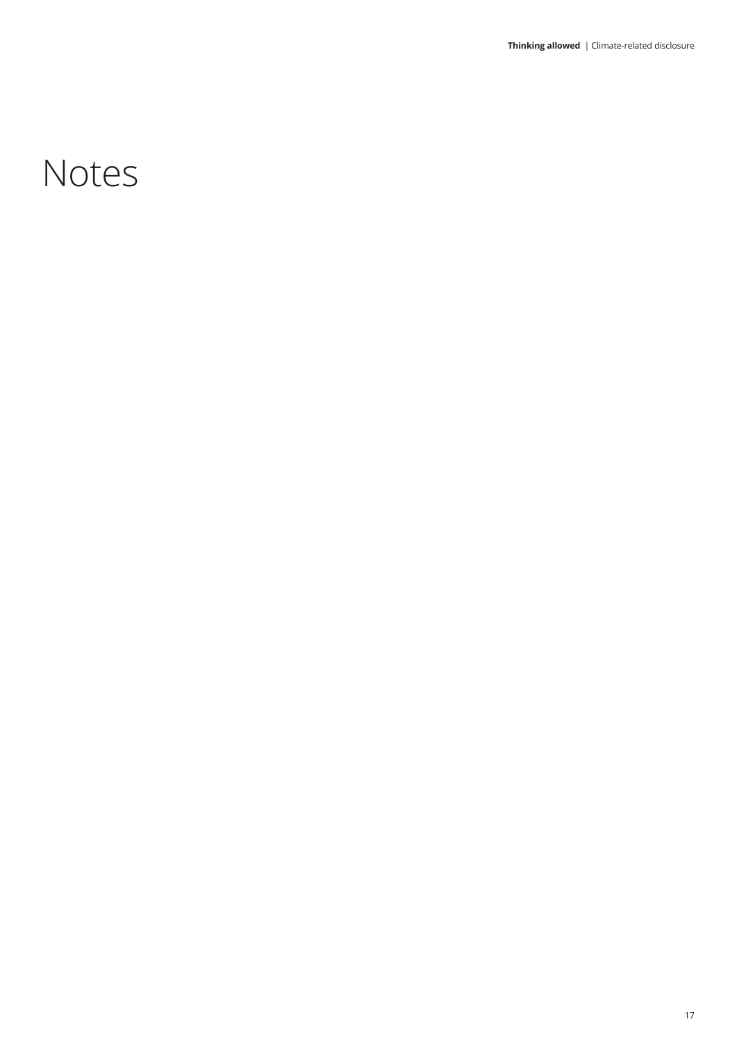# Notes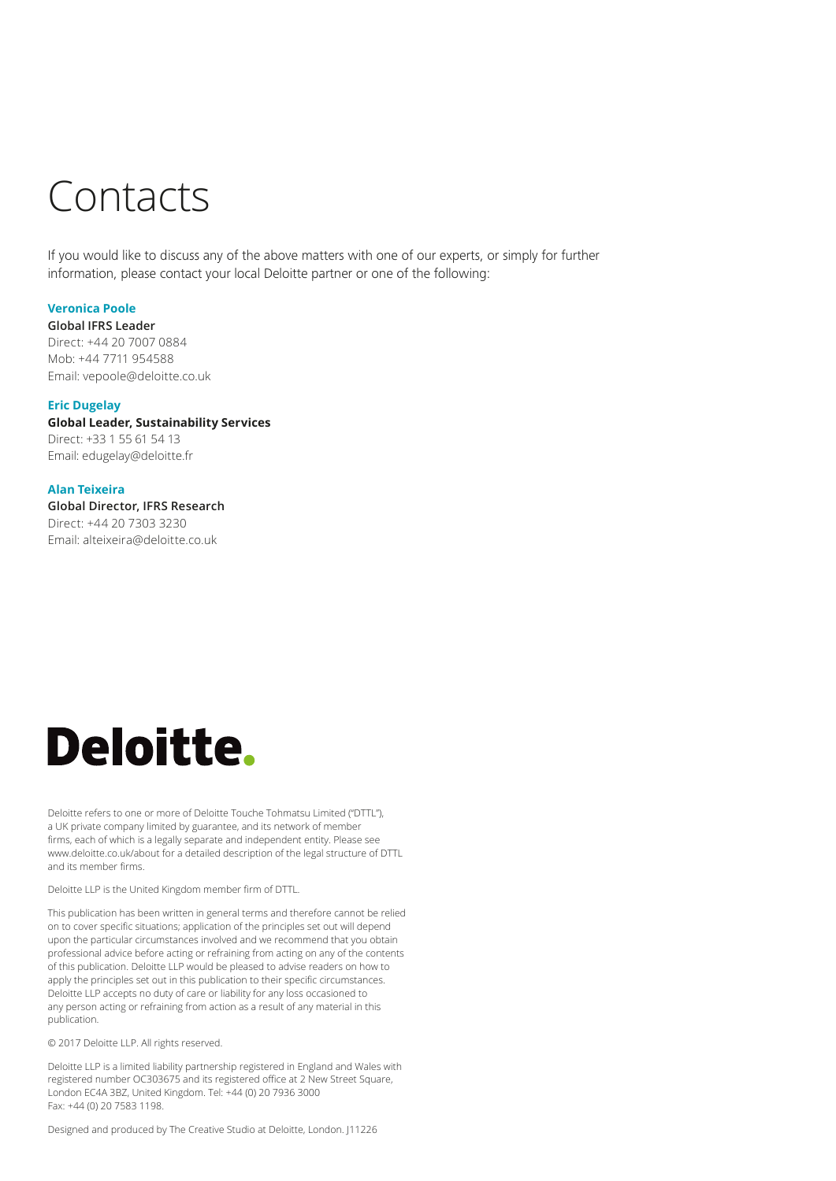# Contacts

If you would like to discuss any of the above matters with one of our experts, or simply for further information, please contact your local Deloitte partner or one of the following:

**Veronica Poole**
**Global IFRS Leader**
Direct: +44 20 7007 0884
Mob: +44 7711 954588
Email: vepoole@deloitte.co.uk

**Eric Dugelay**
**Global Leader, Sustainability Services**
Direct: +33 1 55 61 54 13
Email: edugelay@deloitte.fr

**Alan Teixeira**
**Global Director, IFRS Research**
Direct: +44 20 7303 3230
Email: alteixeira@deloitte.co.uk

**Deloitte.**

Deloitte refers to one or more of Deloitte Touche Tohmatsu Limited ("DTTL"), a UK private company limited by guarantee, and its network of member firms, each of which is a legally separate and independent entity. Please see www.deloitte.co.uk/about for a detailed description of the legal structure of DTTL and its member firms.

Deloitte LLP is the United Kingdom member firm of DTTL.

This publication has been written in general terms and therefore cannot be relied on to cover specific situations; application of the principles set out will depend upon the particular circumstances involved and we recommend that you obtain professional advice before acting or refraining from acting on any of the contents of this publication. Deloitte LLP would be pleased to advise readers on how to apply the principles set out in this publication to their specific circumstances. Deloitte LLP accepts no duty of care or liability for any loss occasioned to any person acting or refraining from action as a result of any material in this publication.

© 2017 Deloitte LLP. All rights reserved.

Deloitte LLP is a limited liability partnership registered in England and Wales with registered number OC303675 and its registered office at 2 New Street Square, London EC4A 3BZ, United Kingdom. Tel: +44 (0) 20 7936 3000 Fax: +44 (0) 20 7583 1198.

Designed and produced by The Creative Studio at Deloitte, London. J11226